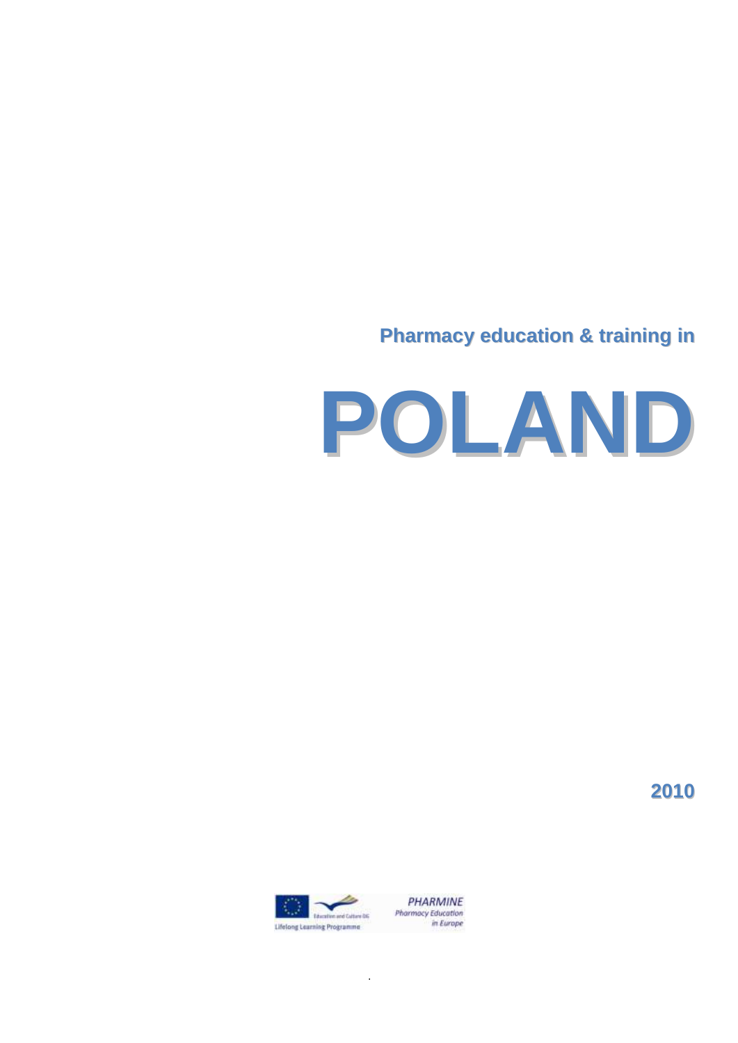**Pharmacy education & training in**

# POLAND

**2010**

Education and Culture DG

Lifelong Learning Programme

*PHARMINE*
*Pharmacy Education in Europe*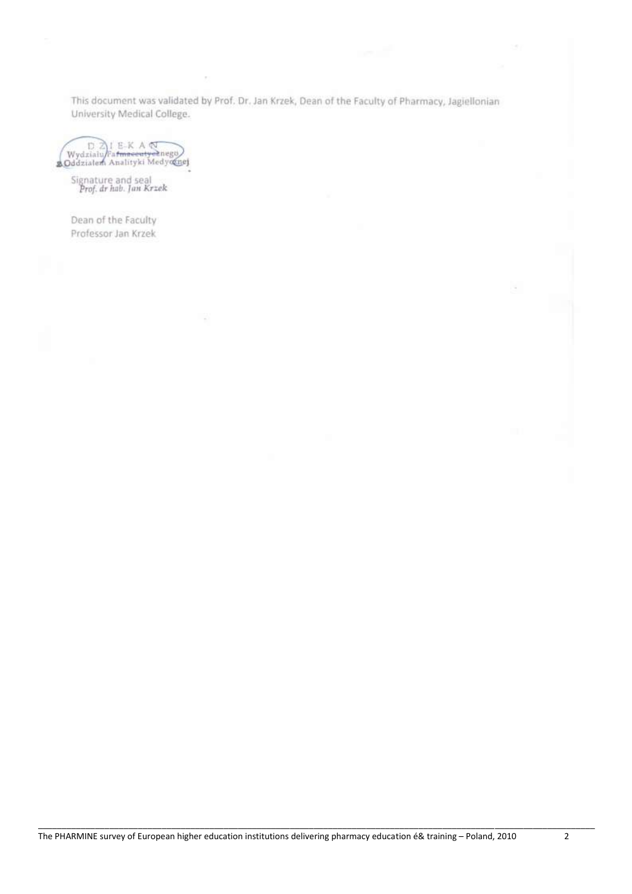This document was validated by Prof. Dr. Jan Krzek, Dean of the Faculty of Pharmacy, Jagiellonian University Medical College.

DZIEKAN
Wydziału Farmaceutycznego
z Oddziałem Analityki Medycznej

Signature and seal
Prof. dr hab. Jan Krzek

Dean of the Faculty
Professor Jan Krzek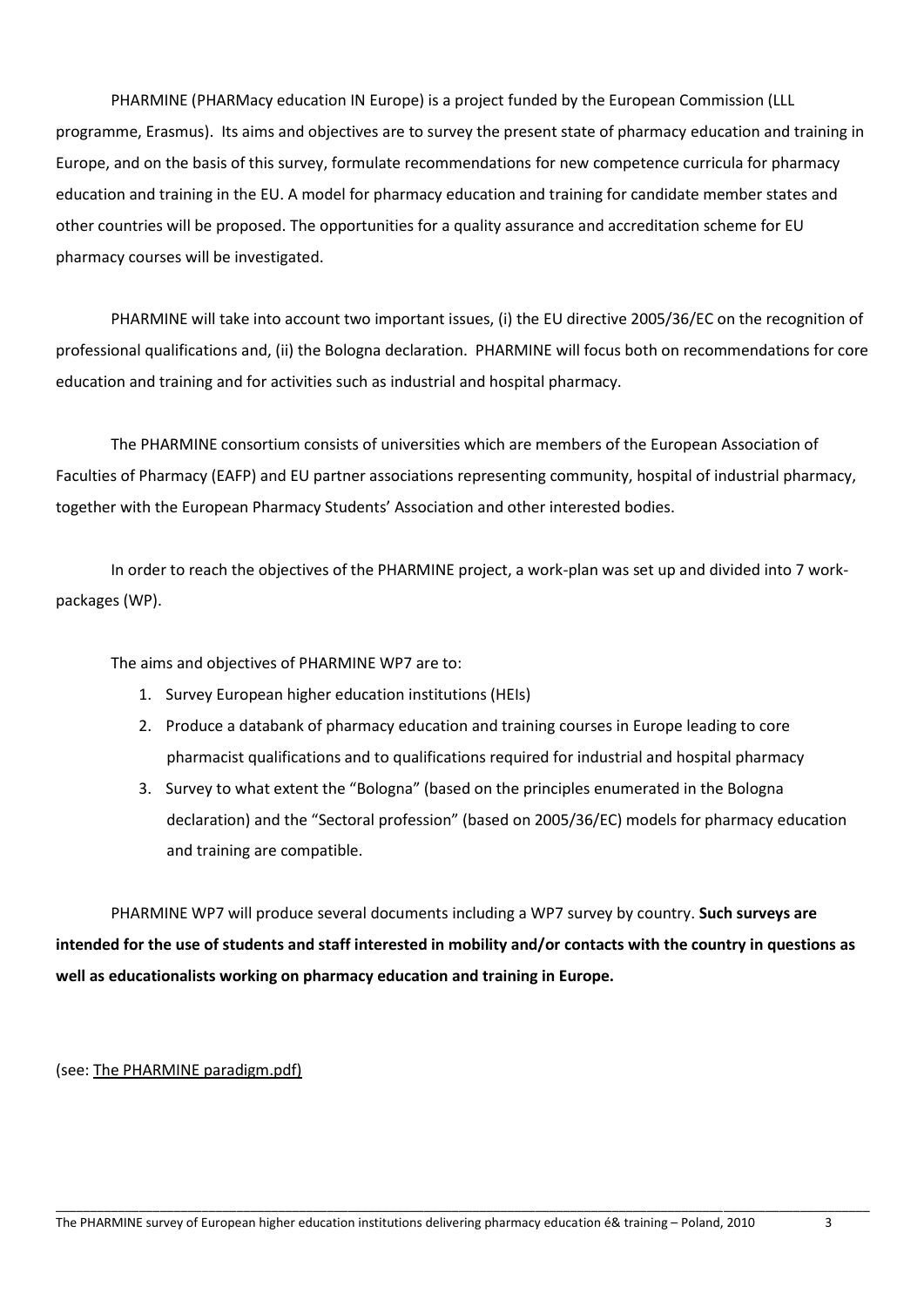PHARMINE (PHARMacy education IN Europe) is a project funded by the European Commission (LLL programme, Erasmus). Its aims and objectives are to survey the present state of pharmacy education and training in Europe, and on the basis of this survey, formulate recommendations for new competence curricula for pharmacy education and training in the EU. A model for pharmacy education and training for candidate member states and other countries will be proposed. The opportunities for a quality assurance and accreditation scheme for EU pharmacy courses will be investigated.

PHARMINE will take into account two important issues, (i) the EU directive 2005/36/EC on the recognition of professional qualifications and, (ii) the Bologna declaration. PHARMINE will focus both on recommendations for core education and training and for activities such as industrial and hospital pharmacy.

The PHARMINE consortium consists of universities which are members of the European Association of Faculties of Pharmacy (EAFP) and EU partner associations representing community, hospital of industrial pharmacy, together with the European Pharmacy Students' Association and other interested bodies.

In order to reach the objectives of the PHARMINE project, a work-plan was set up and divided into 7 work-packages (WP).

The aims and objectives of PHARMINE WP7 are to:

1. Survey European higher education institutions (HEIs)
2. Produce a databank of pharmacy education and training courses in Europe leading to core pharmacist qualifications and to qualifications required for industrial and hospital pharmacy
3. Survey to what extent the "Bologna" (based on the principles enumerated in the Bologna declaration) and the "Sectoral profession" (based on 2005/36/EC) models for pharmacy education and training are compatible.

PHARMINE WP7 will produce several documents including a WP7 survey by country. **Such surveys are intended for the use of students and staff interested in mobility and/or contacts with the country in questions as well as educationalists working on pharmacy education and training in Europe.**

(see: The PHARMINE paradigm.pdf)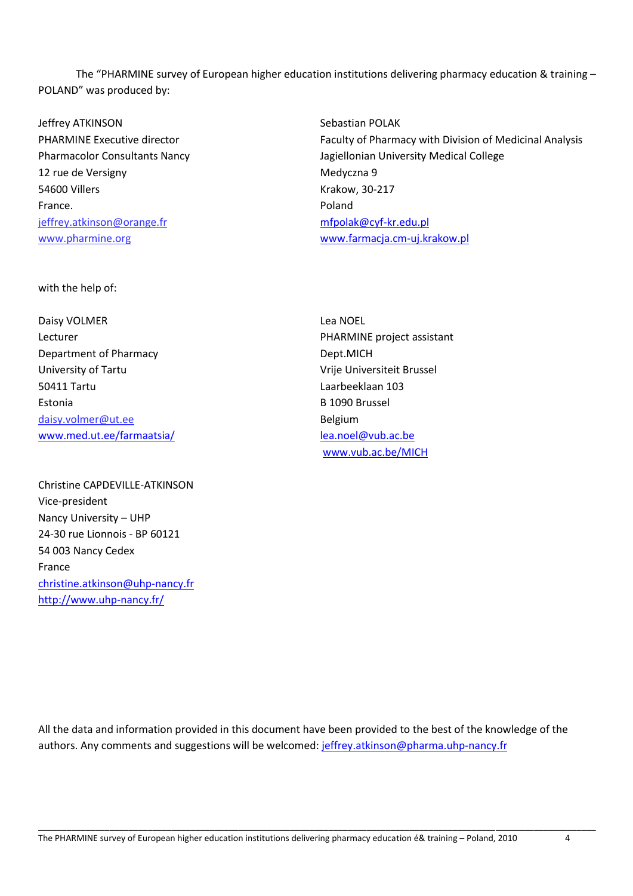The "PHARMINE survey of European higher education institutions delivering pharmacy education & training – POLAND" was produced by:

Jeffrey ATKINSON
PHARMINE Executive director
Pharmacolor Consultants Nancy
12 rue de Versigny
54600 Villers
France.
jeffrey.atkinson@orange.fr
www.pharmine.org

Sebastian POLAK
Faculty of Pharmacy with Division of Medicinal Analysis
Jagiellonian University Medical College
Medyczna 9
Krakow, 30-217
Poland
mfpolak@cyf-kr.edu.pl
www.farmacja.cm-uj.krakow.pl

with the help of:

Daisy VOLMER
Lecturer
Department of Pharmacy
University of Tartu
50411 Tartu
Estonia
daisy.volmer@ut.ee
www.med.ut.ee/farmaatsia/

Lea NOEL
PHARMINE project assistant
Dept.MICH
Vrije Universiteit Brussel
Laarbeeklaan 103
B 1090 Brussel
Belgium
lea.noel@vub.ac.be
www.vub.ac.be/MICH

Christine CAPDEVILLE-ATKINSON
Vice-president
Nancy University – UHP
24-30 rue Lionnois - BP 60121
54 003 Nancy Cedex
France
christine.atkinson@uhp-nancy.fr
http://www.uhp-nancy.fr/

All the data and information provided in this document have been provided to the best of the knowledge of the authors. Any comments and suggestions will be welcomed: jeffrey.atkinson@pharma.uhp-nancy.fr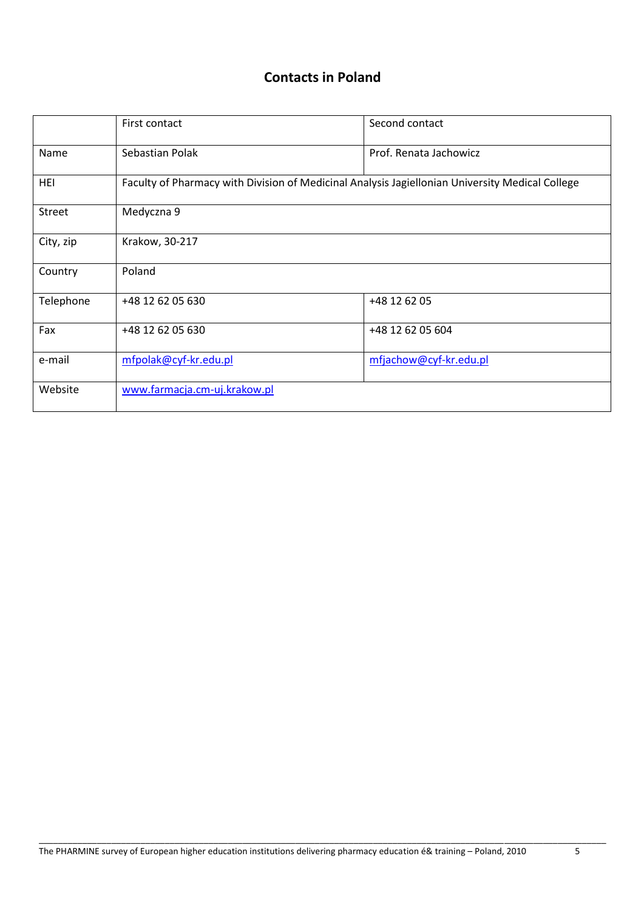## Contacts in Poland

| | First contact | Second contact |
|---|---|---|
| Name | Sebastian Polak | Prof. Renata Jachowicz |
| HEI | Faculty of Pharmacy with Division of Medicinal Analysis Jagiellonian University Medical College | |
| Street | Medyczna 9 | |
| City, zip | Krakow, 30-217 | |
| Country | Poland | |
| Telephone | +48 12 62 05 630 | +48 12 62 05 |
| Fax | +48 12 62 05 630 | +48 12 62 05 604 |
| e-mail | mfpolak@cyf-kr.edu.pl | mfjachow@cyf-kr.edu.pl |
| Website | www.farmacja.cm-uj.krakow.pl | |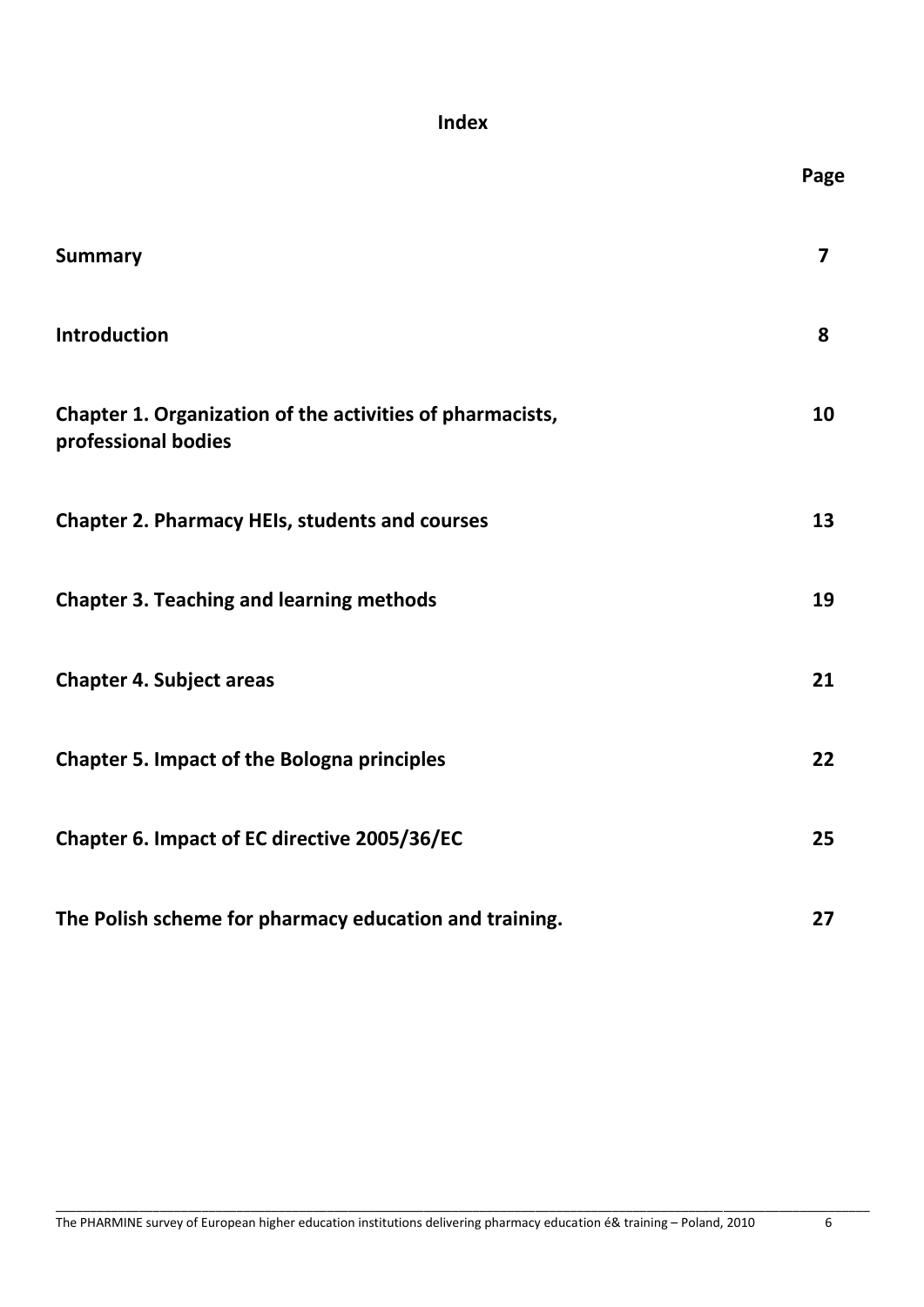# Index

| | Page |
|---|---|
| **Summary** | **7** |
| **Introduction** | **8** |
| **Chapter 1. Organization of the activities of pharmacists, professional bodies** | **10** |
| **Chapter 2. Pharmacy HEIs, students and courses** | **13** |
| **Chapter 3. Teaching and learning methods** | **19** |
| **Chapter 4. Subject areas** | **21** |
| **Chapter 5. Impact of the Bologna principles** | **22** |
| **Chapter 6. Impact of EC directive 2005/36/EC** | **25** |
| **The Polish scheme for pharmacy education and training.** | **27** |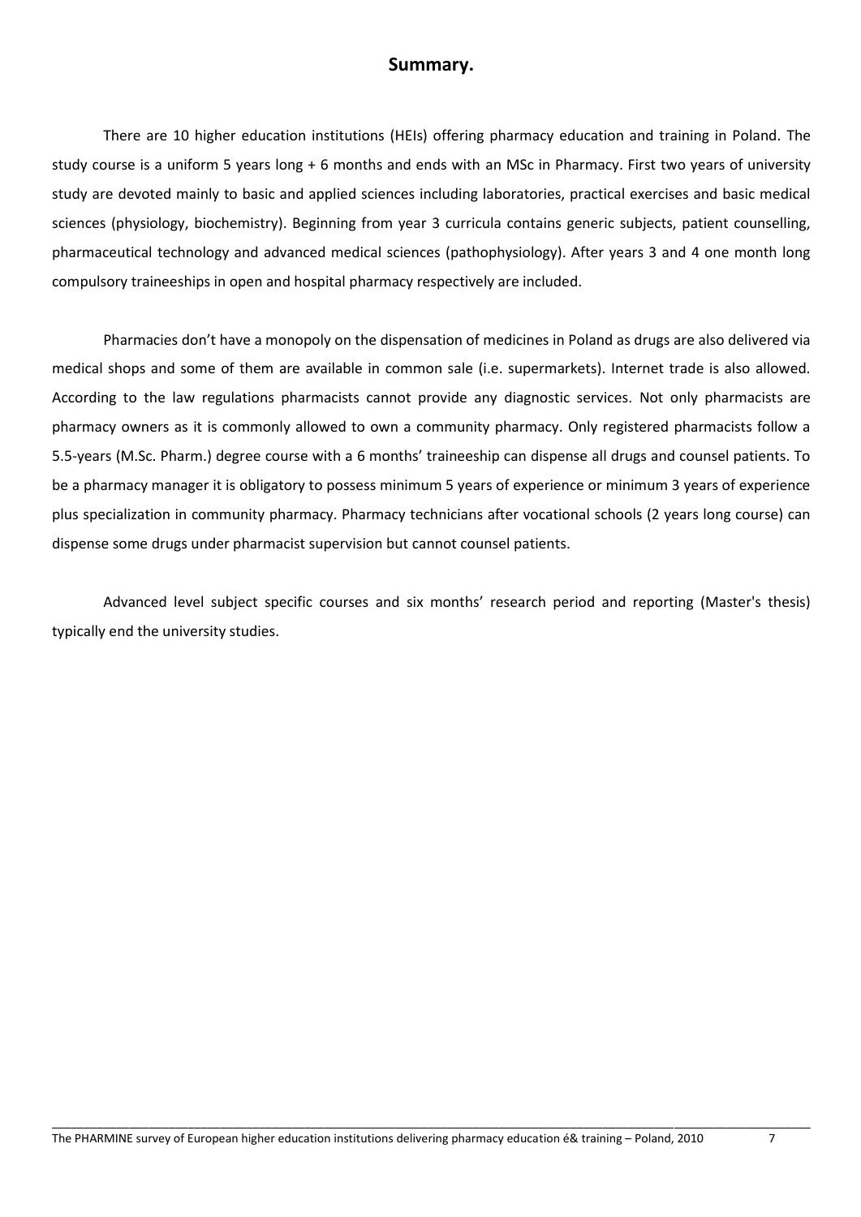## Summary.

There are 10 higher education institutions (HEIs) offering pharmacy education and training in Poland. The study course is a uniform 5 years long + 6 months and ends with an MSc in Pharmacy. First two years of university study are devoted mainly to basic and applied sciences including laboratories, practical exercises and basic medical sciences (physiology, biochemistry). Beginning from year 3 curricula contains generic subjects, patient counselling, pharmaceutical technology and advanced medical sciences (pathophysiology). After years 3 and 4 one month long compulsory traineeships in open and hospital pharmacy respectively are included.

Pharmacies don't have a monopoly on the dispensation of medicines in Poland as drugs are also delivered via medical shops and some of them are available in common sale (i.e. supermarkets). Internet trade is also allowed. According to the law regulations pharmacists cannot provide any diagnostic services. Not only pharmacists are pharmacy owners as it is commonly allowed to own a community pharmacy. Only registered pharmacists follow a 5.5-years (M.Sc. Pharm.) degree course with a 6 months' traineeship can dispense all drugs and counsel patients. To be a pharmacy manager it is obligatory to possess minimum 5 years of experience or minimum 3 years of experience plus specialization in community pharmacy. Pharmacy technicians after vocational schools (2 years long course) can dispense some drugs under pharmacist supervision but cannot counsel patients.

Advanced level subject specific courses and six months' research period and reporting (Master's thesis) typically end the university studies.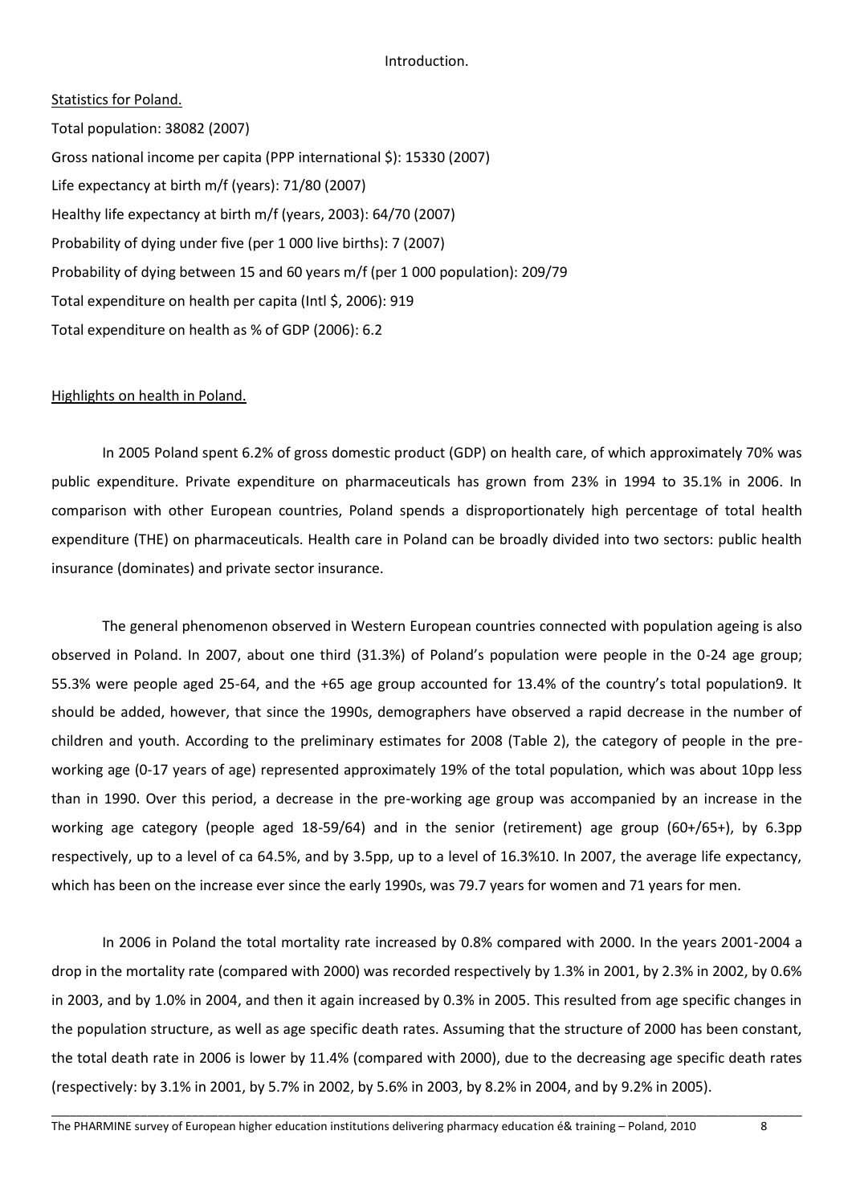Introduction.

Statistics for Poland.

Total population: 38082 (2007)

Gross national income per capita (PPP international $): 15330 (2007)

Life expectancy at birth m/f (years): 71/80 (2007)

Healthy life expectancy at birth m/f (years, 2003): 64/70 (2007)

Probability of dying under five (per 1 000 live births): 7 (2007)

Probability of dying between 15 and 60 years m/f (per 1 000 population): 209/79

Total expenditure on health per capita (Intl $, 2006): 919

Total expenditure on health as % of GDP (2006): 6.2

Highlights on health in Poland.

In 2005 Poland spent 6.2% of gross domestic product (GDP) on health care, of which approximately 70% was public expenditure. Private expenditure on pharmaceuticals has grown from 23% in 1994 to 35.1% in 2006. In comparison with other European countries, Poland spends a disproportionately high percentage of total health expenditure (THE) on pharmaceuticals. Health care in Poland can be broadly divided into two sectors: public health insurance (dominates) and private sector insurance.

The general phenomenon observed in Western European countries connected with population ageing is also observed in Poland. In 2007, about one third (31.3%) of Poland's population were people in the 0-24 age group; 55.3% were people aged 25-64, and the +65 age group accounted for 13.4% of the country's total population9. It should be added, however, that since the 1990s, demographers have observed a rapid decrease in the number of children and youth. According to the preliminary estimates for 2008 (Table 2), the category of people in the pre-working age (0-17 years of age) represented approximately 19% of the total population, which was about 10pp less than in 1990. Over this period, a decrease in the pre-working age group was accompanied by an increase in the working age category (people aged 18-59/64) and in the senior (retirement) age group (60+/65+), by 6.3pp respectively, up to a level of ca 64.5%, and by 3.5pp, up to a level of 16.3%10. In 2007, the average life expectancy, which has been on the increase ever since the early 1990s, was 79.7 years for women and 71 years for men.

In 2006 in Poland the total mortality rate increased by 0.8% compared with 2000. In the years 2001-2004 a drop in the mortality rate (compared with 2000) was recorded respectively by 1.3% in 2001, by 2.3% in 2002, by 0.6% in 2003, and by 1.0% in 2004, and then it again increased by 0.3% in 2005. This resulted from age specific changes in the population structure, as well as age specific death rates. Assuming that the structure of 2000 has been constant, the total death rate in 2006 is lower by 11.4% (compared with 2000), due to the decreasing age specific death rates (respectively: by 3.1% in 2001, by 5.7% in 2002, by 5.6% in 2003, by 8.2% in 2004, and by 9.2% in 2005).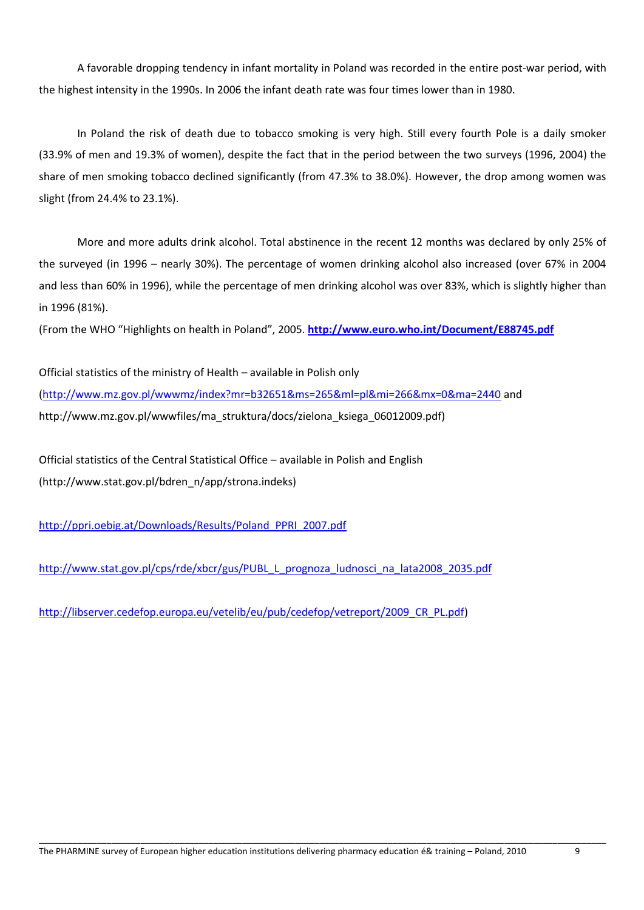A favorable dropping tendency in infant mortality in Poland was recorded in the entire post-war period, with the highest intensity in the 1990s. In 2006 the infant death rate was four times lower than in 1980.

In Poland the risk of death due to tobacco smoking is very high. Still every fourth Pole is a daily smoker (33.9% of men and 19.3% of women), despite the fact that in the period between the two surveys (1996, 2004) the share of men smoking tobacco declined significantly (from 47.3% to 38.0%). However, the drop among women was slight (from 24.4% to 23.1%).

More and more adults drink alcohol. Total abstinence in the recent 12 months was declared by only 25% of the surveyed (in 1996 – nearly 30%). The percentage of women drinking alcohol also increased (over 67% in 2004 and less than 60% in 1996), while the percentage of men drinking alcohol was over 83%, which is slightly higher than in 1996 (81%).

(From the WHO "Highlights on health in Poland", 2005. **http://www.euro.who.int/Document/E88745.pdf**

Official statistics of the ministry of Health – available in Polish only (http://www.mz.gov.pl/wwwmz/index?mr=b32651&ms=265&ml=pl&mi=266&mx=0&ma=2440 and http://www.mz.gov.pl/wwwfiles/ma_struktura/docs/zielona_ksiega_06012009.pdf)

Official statistics of the Central Statistical Office – available in Polish and English (http://www.stat.gov.pl/bdren_n/app/strona.indeks)

http://ppri.oebig.at/Downloads/Results/Poland_PPRI_2007.pdf

http://www.stat.gov.pl/cps/rde/xbcr/gus/PUBL_L_prognoza_ludnosci_na_lata2008_2035.pdf

http://libserver.cedefop.europa.eu/vetelib/eu/pub/cedefop/vetreport/2009_CR_PL.pdf)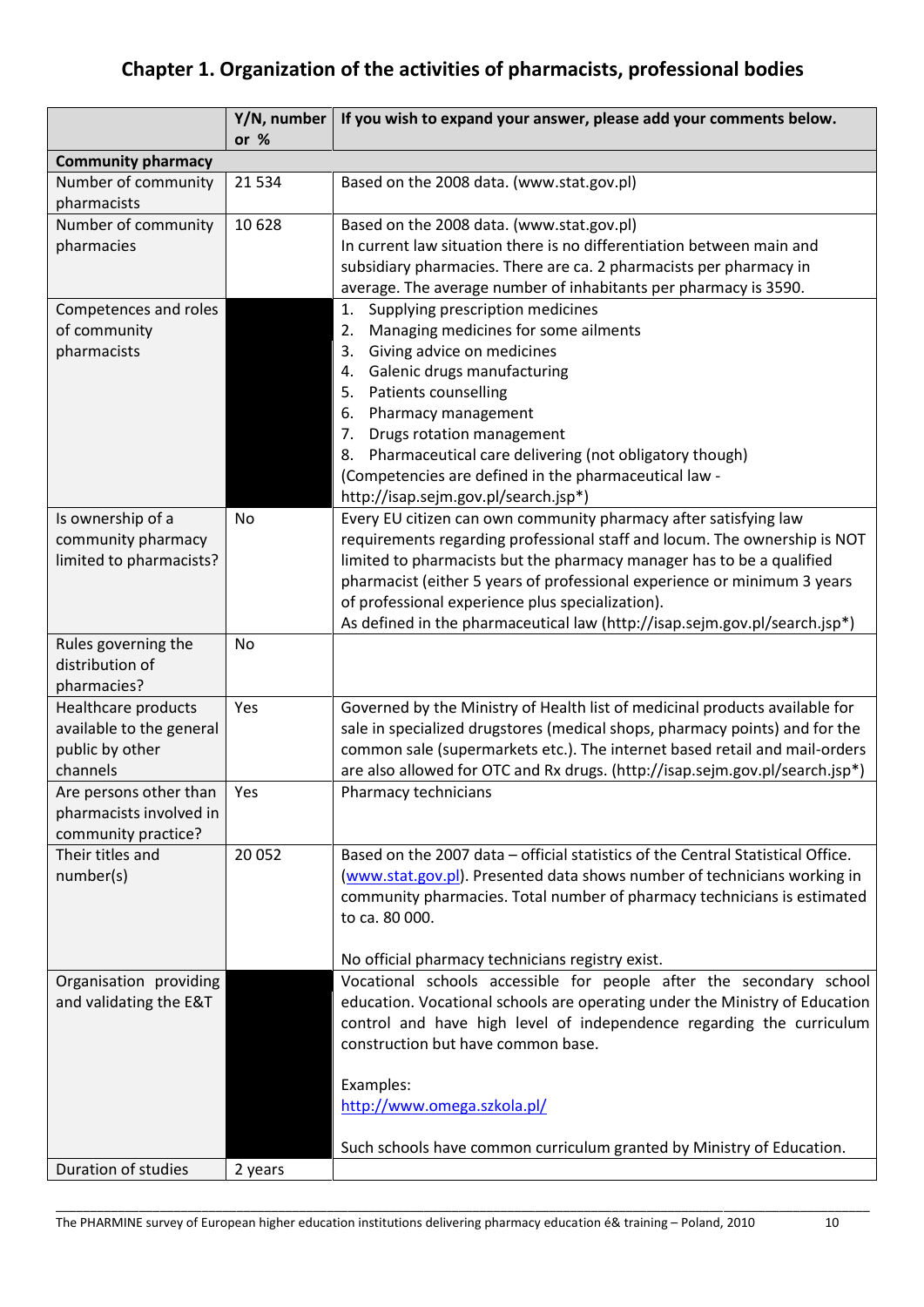# Chapter 1. Organization of the activities of pharmacists, professional bodies

| | Y/N, number or % | If you wish to expand your answer, please add your comments below. |
|---|---|---|
| **Community pharmacy** | | |
| Number of community pharmacists | 21 534 | Based on the 2008 data. (www.stat.gov.pl) |
| Number of community pharmacies | 10 628 | Based on the 2008 data. (www.stat.gov.pl)<br>In current law situation there is no differentiation between main and subsidiary pharmacies. There are ca. 2 pharmacists per pharmacy in average. The average number of inhabitants per pharmacy is 3590. |
| Competences and roles of community pharmacists | | 1. Supplying prescription medicines<br>2. Managing medicines for some ailments<br>3. Giving advice on medicines<br>4. Galenic drugs manufacturing<br>5. Patients counselling<br>6. Pharmacy management<br>7. Drugs rotation management<br>8. Pharmaceutical care delivering (not obligatory though)<br>(Competencies are defined in the pharmaceutical law - http://isap.sejm.gov.pl/search.jsp*) |
| Is ownership of a community pharmacy limited to pharmacists? | No | Every EU citizen can own community pharmacy after satisfying law requirements regarding professional staff and locum. The ownership is NOT limited to pharmacists but the pharmacy manager has to be a qualified pharmacist (either 5 years of professional experience or minimum 3 years of professional experience plus specialization).<br>As defined in the pharmaceutical law (http://isap.sejm.gov.pl/search.jsp*) |
| Rules governing the distribution of pharmacies? | No | |
| Healthcare products available to the general public by other channels | Yes | Governed by the Ministry of Health list of medicinal products available for sale in specialized drugstores (medical shops, pharmacy points) and for the common sale (supermarkets etc.). The internet based retail and mail-orders are also allowed for OTC and Rx drugs. (http://isap.sejm.gov.pl/search.jsp*) |
| Are persons other than pharmacists involved in community practice? | Yes | Pharmacy technicians |
| Their titles and number(s) | 20 052 | Based on the 2007 data – official statistics of the Central Statistical Office. (www.stat.gov.pl). Presented data shows number of technicians working in community pharmacies. Total number of pharmacy technicians is estimated to ca. 80 000.<br><br>No official pharmacy technicians registry exist. |
| Organisation providing and validating the E&T | | Vocational schools accessible for people after the secondary school education. Vocational schools are operating under the Ministry of Education control and have high level of independence regarding the curriculum construction but have common base.<br><br>Examples:<br>http://www.omega.szkola.pl/<br><br>Such schools have common curriculum granted by Ministry of Education. |
| Duration of studies | 2 years | |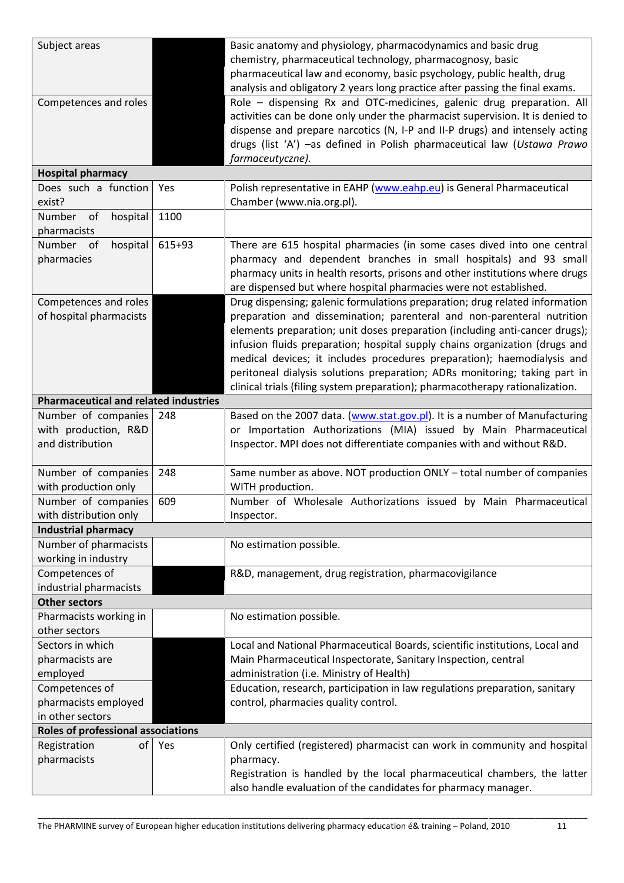| | | |
|---|---|---|
| Subject areas | | Basic anatomy and physiology, pharmacodynamics and basic drug chemistry, pharmaceutical technology, pharmacognosy, basic pharmaceutical law and economy, basic psychology, public health, drug analysis and obligatory 2 years long practice after passing the final exams. |
| Competences and roles | | Role – dispensing Rx and OTC-medicines, galenic drug preparation. All activities can be done only under the pharmacist supervision. It is denied to dispense and prepare narcotics (N, I-P and II-P drugs) and intensely acting drugs (list 'A') –as defined in Polish pharmaceutical law (*Ustawa Prawo farmaceutyczne).* |
| **Hospital pharmacy** | | |
| Does such a function exist? | Yes | Polish representative in EAHP (www.eahp.eu) is General Pharmaceutical Chamber (www.nia.org.pl). |
| Number of hospital pharmacists | 1100 | |
| Number of hospital pharmacies | 615+93 | There are 615 hospital pharmacies (in some cases dived into one central pharmacy and dependent branches in small hospitals) and 93 small pharmacy units in health resorts, prisons and other institutions where drugs are dispensed but where hospital pharmacies were not established. |
| Competences and roles of hospital pharmacists | | Drug dispensing; galenic formulations preparation; drug related information preparation and dissemination; parenteral and non-parenteral nutrition elements preparation; unit doses preparation (including anti-cancer drugs); infusion fluids preparation; hospital supply chains organization (drugs and medical devices; it includes procedures preparation); haemodialysis and peritoneal dialysis solutions preparation; ADRs monitoring; taking part in clinical trials (filing system preparation); pharmacotherapy rationalization. |
| **Pharmaceutical and related industries** | | |
| Number of companies with production, R&D and distribution | 248 | Based on the 2007 data. (www.stat.gov.pl). It is a number of Manufacturing or Importation Authorizations (MIA) issued by Main Pharmaceutical Inspector. MPI does not differentiate companies with and without R&D. |
| Number of companies with production only | 248 | Same number as above. NOT production ONLY – total number of companies WITH production. |
| Number of companies with distribution only | 609 | Number of Wholesale Authorizations issued by Main Pharmaceutical Inspector. |
| **Industrial pharmacy** | | |
| Number of pharmacists working in industry | | No estimation possible. |
| Competences of industrial pharmacists | | R&D, management, drug registration, pharmacovigilance |
| **Other sectors** | | |
| Pharmacists working in other sectors | | No estimation possible. |
| Sectors in which pharmacists are employed | | Local and National Pharmaceutical Boards, scientific institutions, Local and Main Pharmaceutical Inspectorate, Sanitary Inspection, central administration (i.e. Ministry of Health) |
| Competences of pharmacists employed in other sectors | | Education, research, participation in law regulations preparation, sanitary control, pharmacies quality control. |
| **Roles of professional associations** | | |
| Registration of pharmacists | Yes | Only certified (registered) pharmacist can work in community and hospital pharmacy.<br>Registration is handled by the local pharmaceutical chambers, the latter also handle evaluation of the candidates for pharmacy manager. |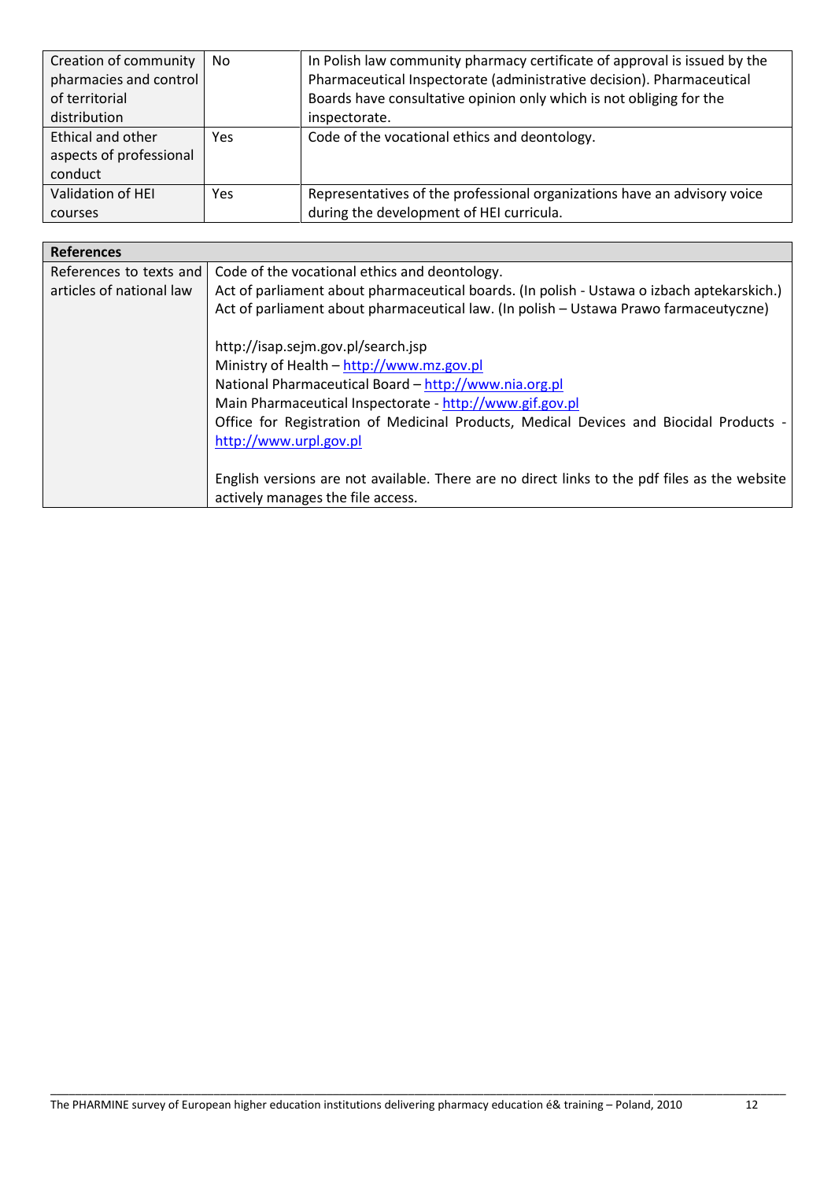| | | |
|---|---|---|
| Creation of community pharmacies and control of territorial distribution | No | In Polish law community pharmacy certificate of approval is issued by the Pharmaceutical Inspectorate (administrative decision). Pharmaceutical Boards have consultative opinion only which is not obliging for the inspectorate. |
| Ethical and other aspects of professional conduct | Yes | Code of the vocational ethics and deontology. |
| Validation of HEI courses | Yes | Representatives of the professional organizations have an advisory voice during the development of HEI curricula. |

| **References** | |
|---|---|
| References to texts and articles of national law | Code of the vocational ethics and deontology.<br>Act of parliament about pharmaceutical boards. (In polish - Ustawa o izbach aptekarskich.)<br>Act of parliament about pharmaceutical law. (In polish – Ustawa Prawo farmaceutyczne)<br><br>http://isap.sejm.gov.pl/search.jsp<br>Ministry of Health – http://www.mz.gov.pl<br>National Pharmaceutical Board – http://www.nia.org.pl<br>Main Pharmaceutical Inspectorate - http://www.gif.gov.pl<br>Office for Registration of Medicinal Products, Medical Devices and Biocidal Products - http://www.urpl.gov.pl<br><br>English versions are not available. There are no direct links to the pdf files as the website actively manages the file access. |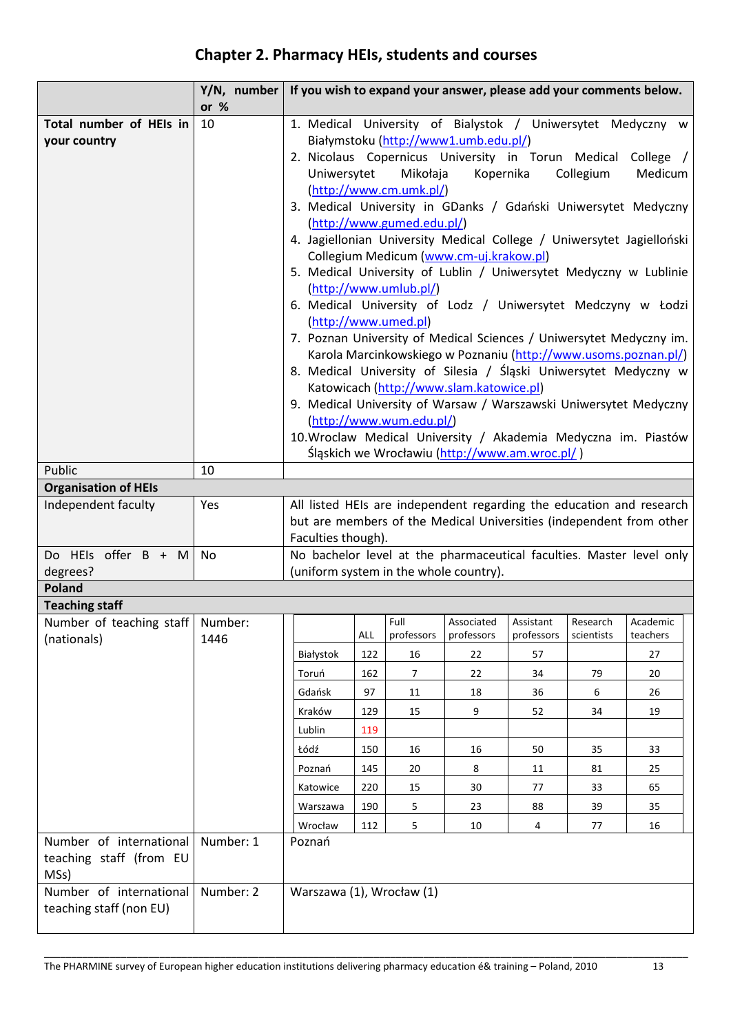# Chapter 2. Pharmacy HEIs, students and courses

| | Y/N, number or % | If you wish to expand your answer, please add your comments below. |
|---|---|---|
| **Total number of HEIs in your country** | 10 | 1. Medical University of Bialystok / Uniwersytet Medyczny w Białymstoku (http://www1.umb.edu.pl/)<br>2. Nicolaus Copernicus University in Torun Medical College / Uniwersytet Mikołaja Kopernika Collegium Medicum (http://www.cm.umk.pl/)<br>3. Medical University in GDanks / Gdański Uniwersytet Medyczny (http://www.gumed.edu.pl/)<br>4. Jagiellonian University Medical College / Uniwersytet Jagielloński Collegium Medicum (www.cm-uj.krakow.pl)<br>5. Medical University of Lublin / Uniwersytet Medyczny w Lublinie (http://www.umlub.pl/)<br>6. Medical University of Lodz / Uniwersytet Medczyny w Łodzi (http://www.umed.pl)<br>7. Poznan University of Medical Sciences / Uniwersytet Medyczny im. Karola Marcinkowskiego w Poznaniu (http://www.usoms.poznan.pl/)<br>8. Medical University of Silesia / Śląski Uniwersytet Medyczny w Katowicach (http://www.slam.katowice.pl)<br>9. Medical University of Warsaw / Warszawski Uniwersytet Medyczny (http://www.wum.edu.pl/)<br>10. Wroclaw Medical University / Akademia Medyczna im. Piastów Śląskich we Wrocławiu (http://www.am.wroc.pl/ ) |
| Public | 10 | |
| **Organisation of HEIs** | | |
| Independent faculty | Yes | All listed HEIs are independent regarding the education and research but are members of the Medical Universities (independent from other Faculties though). |
| Do HEIs offer B + M degrees? | No | No bachelor level at the pharmaceutical faculties. Master level only (uniform system in the whole country). |
| **Poland** | | |
| **Teaching staff** | | |
| Number of teaching staff (nationals) | Number: 1446 | (see table below) |
| Number of international teaching staff (from EU MSs) | Number: 1 | Poznań |
| Number of international teaching staff (non EU) | Number: 2 | Warszawa (1), Wrocław (1) |

| | ALL | Full professors | Associated professors | Assistant professors | Research scientists | Academic teachers |
|---|---|---|---|---|---|---|
| Białystok | 122 | 16 | 22 | 57 | | 27 |
| Toruń | 162 | 7 | 22 | 34 | 79 | 20 |
| Gdańsk | 97 | 11 | 18 | 36 | 6 | 26 |
| Kraków | 129 | 15 | 9 | 52 | 34 | 19 |
| Lublin | 119 | | | | | |
| Łódź | 150 | 16 | 16 | 50 | 35 | 33 |
| Poznań | 145 | 20 | 8 | 11 | 81 | 25 |
| Katowice | 220 | 15 | 30 | 77 | 33 | 65 |
| Warszawa | 190 | 5 | 23 | 88 | 39 | 35 |
| Wrocław | 112 | 5 | 10 | 4 | 77 | 16 |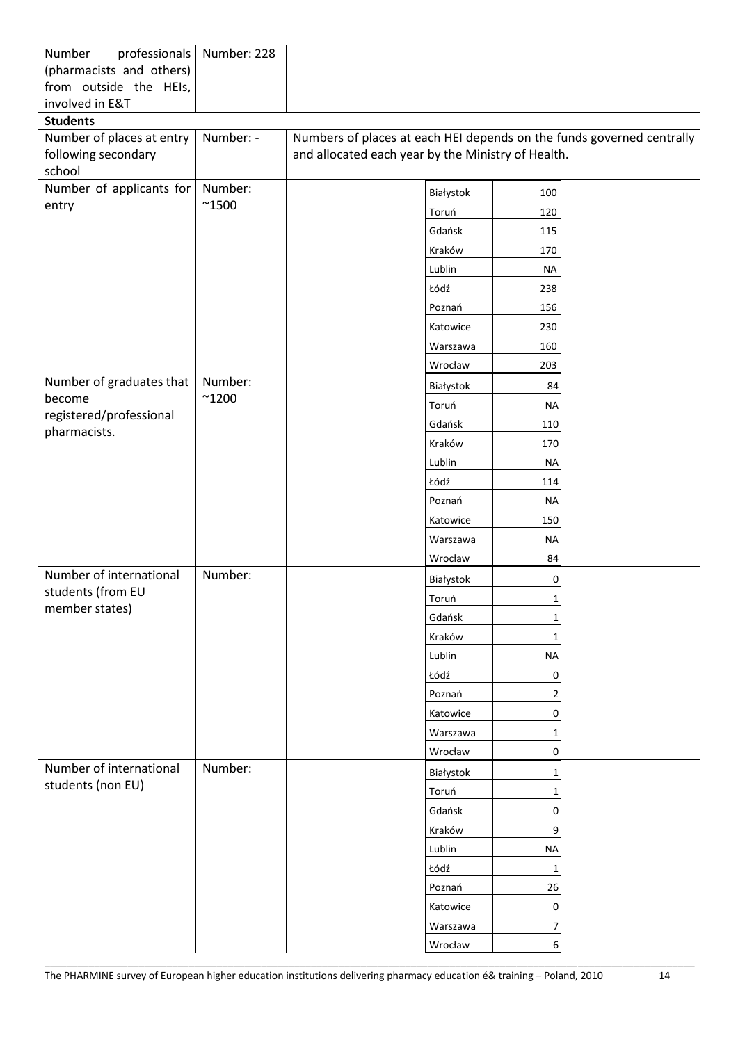| | | |
|---|---|---|
| Number professionals (pharmacists and others) from outside the HEIs, involved in E&T | Number: 228 | |
| **Students** | | |
| Number of places at entry following secondary school | Number: - | Numbers of places at each HEI depends on the funds governed centrally and allocated each year by the Ministry of Health. |
| Number of applicants for entry | Number: ~1500 | Białystok 100<br>Toruń 120<br>Gdańsk 115<br>Kraków 170<br>Lublin NA<br>Łódź 238<br>Poznań 156<br>Katowice 230<br>Warszawa 160<br>Wrocław 203 |
| Number of graduates that become registered/professional pharmacists. | Number: ~1200 | Białystok 84<br>Toruń NA<br>Gdańsk 110<br>Kraków 170<br>Lublin NA<br>Łódź 114<br>Poznań NA<br>Katowice 150<br>Warszawa NA<br>Wrocław 84 |
| Number of international students (from EU member states) | Number: | Białystok 0<br>Toruń 1<br>Gdańsk 1<br>Kraków 1<br>Lublin NA<br>Łódź 0<br>Poznań 2<br>Katowice 0<br>Warszawa 1<br>Wrocław 0 |
| Number of international students (non EU) | Number: | Białystok 1<br>Toruń 1<br>Gdańsk 0<br>Kraków 9<br>Lublin NA<br>Łódź 1<br>Poznań 26<br>Katowice 0<br>Warszawa 7<br>Wrocław 6 |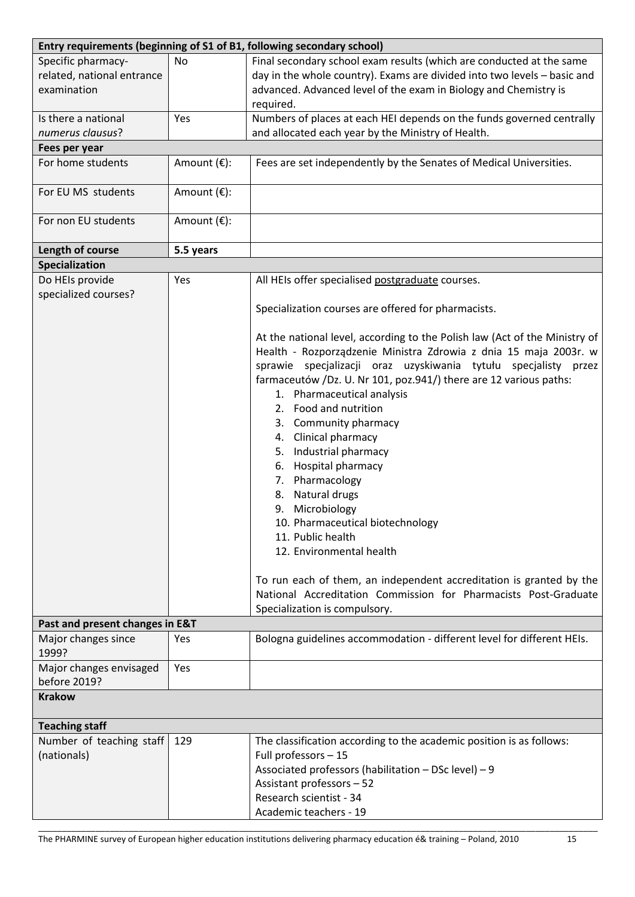| Entry requirements (beginning of S1 of B1, following secondary school) | | |
|---|---|---|
| Specific pharmacy-related, national entrance examination | No | Final secondary school exam results (which are conducted at the same day in the whole country). Exams are divided into two levels – basic and advanced. Advanced level of the exam in Biology and Chemistry is required. |
| Is there a national *numerus clausus*? | Yes | Numbers of places at each HEI depends on the funds governed centrally and allocated each year by the Ministry of Health. |
| **Fees per year** | | |
| For home students | Amount (€): | Fees are set independently by the Senates of Medical Universities. |
| For EU MS students | Amount (€): | |
| For non EU students | Amount (€): | |
| **Length of course** | **5.5 years** | |
| **Specialization** | | |
| Do HEIs provide specialized courses? | Yes | All HEIs offer specialised postgraduate courses.<br><br>Specialization courses are offered for pharmacists.<br><br>At the national level, according to the Polish law (Act of the Ministry of Health - Rozporządzenie Ministra Zdrowia z dnia 15 maja 2003r. w sprawie specjalizacji oraz uzyskiwania tytułu specjalisty przez farmaceutów /Dz. U. Nr 101, poz.941/) there are 12 various paths:<br>1. Pharmaceutical analysis<br>2. Food and nutrition<br>3. Community pharmacy<br>4. Clinical pharmacy<br>5. Industrial pharmacy<br>6. Hospital pharmacy<br>7. Pharmacology<br>8. Natural drugs<br>9. Microbiology<br>10. Pharmaceutical biotechnology<br>11. Public health<br>12. Environmental health<br><br>To run each of them, an independent accreditation is granted by the National Accreditation Commission for Pharmacists Post-Graduate Specialization is compulsory. |
| **Past and present changes in E&T** | | |
| Major changes since 1999? | Yes | Bologna guidelines accommodation - different level for different HEIs. |
| Major changes envisaged before 2019? | Yes | |
| **Krakow** | | |
| **Teaching staff** | | |
| Number of teaching staff (nationals) | 129 | The classification according to the academic position is as follows:<br>Full professors – 15<br>Associated professors (habilitation – DSc level) – 9<br>Assistant professors – 52<br>Research scientist - 34<br>Academic teachers - 19 |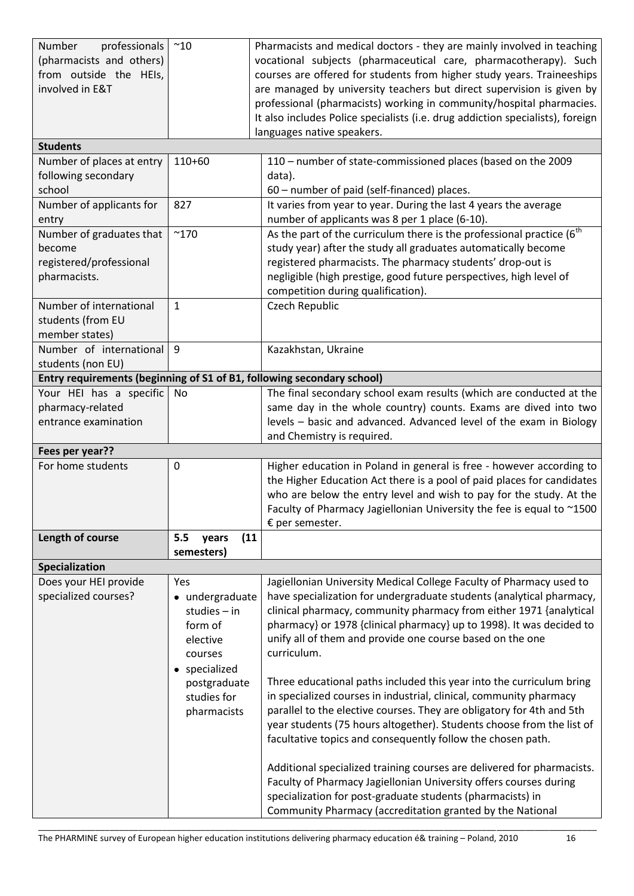| | | |
|---|---|---|
| Number professionals (pharmacists and others) from outside the HEIs, involved in E&T | ~10 | Pharmacists and medical doctors - they are mainly involved in teaching vocational subjects (pharmaceutical care, pharmacotherapy). Such courses are offered for students from higher study years. Traineeships are managed by university teachers but direct supervision is given by professional (pharmacists) working in community/hospital pharmacies. It also includes Police specialists (i.e. drug addiction specialists), foreign languages native speakers. |
| **Students** | | |
| Number of places at entry following secondary school | 110+60 | 110 – number of state-commissioned places (based on the 2009 data).<br>60 – number of paid (self-financed) places. |
| Number of applicants for entry | 827 | It varies from year to year. During the last 4 years the average number of applicants was 8 per 1 place (6-10). |
| Number of graduates that become registered/professional pharmacists. | ~170 | As the part of the curriculum there is the professional practice (6th study year) after the study all graduates automatically become registered pharmacists. The pharmacy students' drop-out is negligible (high prestige, good future perspectives, high level of competition during qualification). |
| Number of international students (from EU member states) | 1 | Czech Republic |
| Number of international students (non EU) | 9 | Kazakhstan, Ukraine |
| **Entry requirements (beginning of S1 of B1, following secondary school)** | | |
| Your HEI has a specific pharmacy-related entrance examination | No | The final secondary school exam results (which are conducted at the same day in the whole country) counts. Exams are dived into two levels – basic and advanced. Advanced level of the exam in Biology and Chemistry is required. |
| **Fees per year??** | | |
| For home students | 0 | Higher education in Poland in general is free - however according to the Higher Education Act there is a pool of paid places for candidates who are below the entry level and wish to pay for the study. At the Faculty of Pharmacy Jagiellonian University the fee is equal to ~1500 € per semester. |
| **Length of course** | **5.5 years (11 semesters)** | |
| **Specialization** | | |
| Does your HEI provide specialized courses? | Yes<br>• undergraduate studies – in form of elective courses<br>• specialized postgraduate studies for pharmacists | Jagiellonian University Medical College Faculty of Pharmacy used to have specialization for undergraduate students (analytical pharmacy, clinical pharmacy, community pharmacy from either 1971 {analytical pharmacy} or 1978 {clinical pharmacy} up to 1998). It was decided to unify all of them and provide one course based on the one curriculum.<br><br>Three educational paths included this year into the curriculum bring in specialized courses in industrial, clinical, community pharmacy parallel to the elective courses. They are obligatory for 4th and 5th year students (75 hours altogether). Students choose from the list of facultative topics and consequently follow the chosen path.<br><br>Additional specialized training courses are delivered for pharmacists. Faculty of Pharmacy Jagiellonian University offers courses during specialization for post-graduate students (pharmacists) in Community Pharmacy (accreditation granted by the National |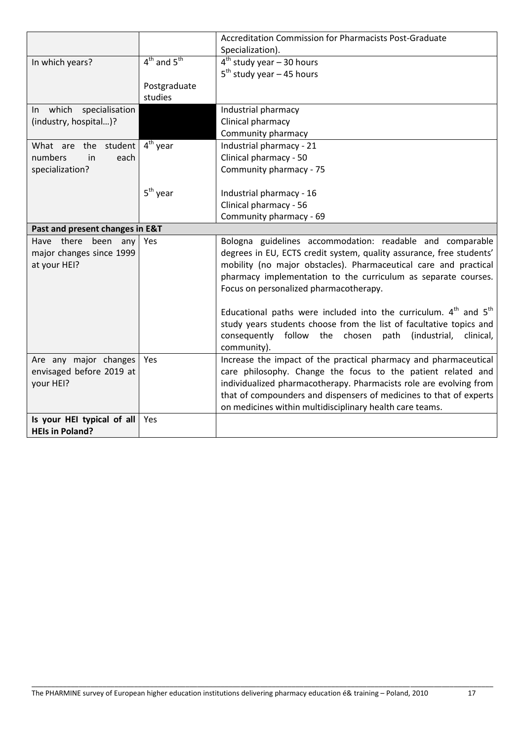| | | |
|---|---|---|
| | | Accreditation Commission for Pharmacists Post-Graduate Specialization). |
| In which years? | 4th and 5th<br><br>Postgraduate studies | 4th study year – 30 hours<br>5th study year – 45 hours |
| In which specialisation (industry, hospital…)? | | Industrial pharmacy<br>Clinical pharmacy<br>Community pharmacy |
| What are the student numbers in each specialization? | 4th year | Industrial pharmacy - 21<br>Clinical pharmacy - 50<br>Community pharmacy - 75 |
| | 5th year | Industrial pharmacy - 16<br>Clinical pharmacy - 56<br>Community pharmacy - 69 |
| **Past and present changes in E&T** | | |
| Have there been any major changes since 1999 at your HEI? | Yes | Bologna guidelines accommodation: readable and comparable degrees in EU, ECTS credit system, quality assurance, free students' mobility (no major obstacles). Pharmaceutical care and practical pharmacy implementation to the curriculum as separate courses. Focus on personalized pharmacotherapy.<br><br>Educational paths were included into the curriculum. 4th and 5th study years students choose from the list of facultative topics and consequently follow the chosen path (industrial, clinical, community). |
| Are any major changes envisaged before 2019 at your HEI? | Yes | Increase the impact of the practical pharmacy and pharmaceutical care philosophy. Change the focus to the patient related and individualized pharmacotherapy. Pharmacists role are evolving from that of compounders and dispensers of medicines to that of experts on medicines within multidisciplinary health care teams. |
| **Is your HEI typical of all HEIs in Poland?** | Yes | |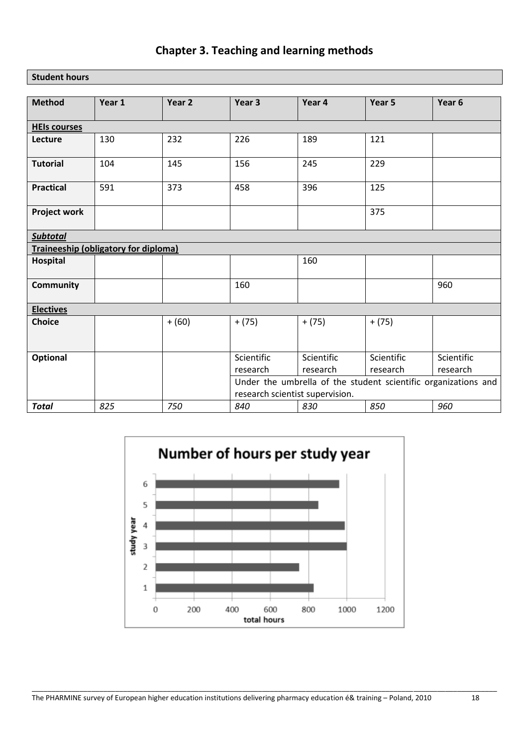# Chapter 3. Teaching and learning methods

**Student hours**

| **Method** | **Year 1** | **Year 2** | **Year 3** | **Year 4** | **Year 5** | **Year 6** |
|---|---|---|---|---|---|---|
| **HEIs courses** | | | | | | |
| **Lecture** | 130 | 232 | 226 | 189 | 121 | |
| **Tutorial** | 104 | 145 | 156 | 245 | 229 | |
| **Practical** | 591 | 373 | 458 | 396 | 125 | |
| **Project work** | | | | | 375 | |
| ***Subtotal*** | | | | | | |
| **Traineeship (obligatory for diploma)** | | | | | | |
| **Hospital** | | | | 160 | | |
| **Community** | | | 160 | | | 960 |
| **Electives** | | | | | | |
| **Choice** | | + (60) | + (75) | + (75) | + (75) | |
| **Optional** | | | Scientific research | Scientific research | Scientific research | Scientific research |
| | | | Under the umbrella of the student scientific organizations and research scientist supervision. | | | |
| ***Total*** | *825* | *750* | *840* | *830* | *850* | *960* |

**Number of hours per study year**

| study year | total hours |
|---|---|
| 1 | ~825 |
| 2 | ~750 |
| 3 | ~1000 |
| 4 | ~990 |
| 5 | ~850 |
| 6 | ~960 |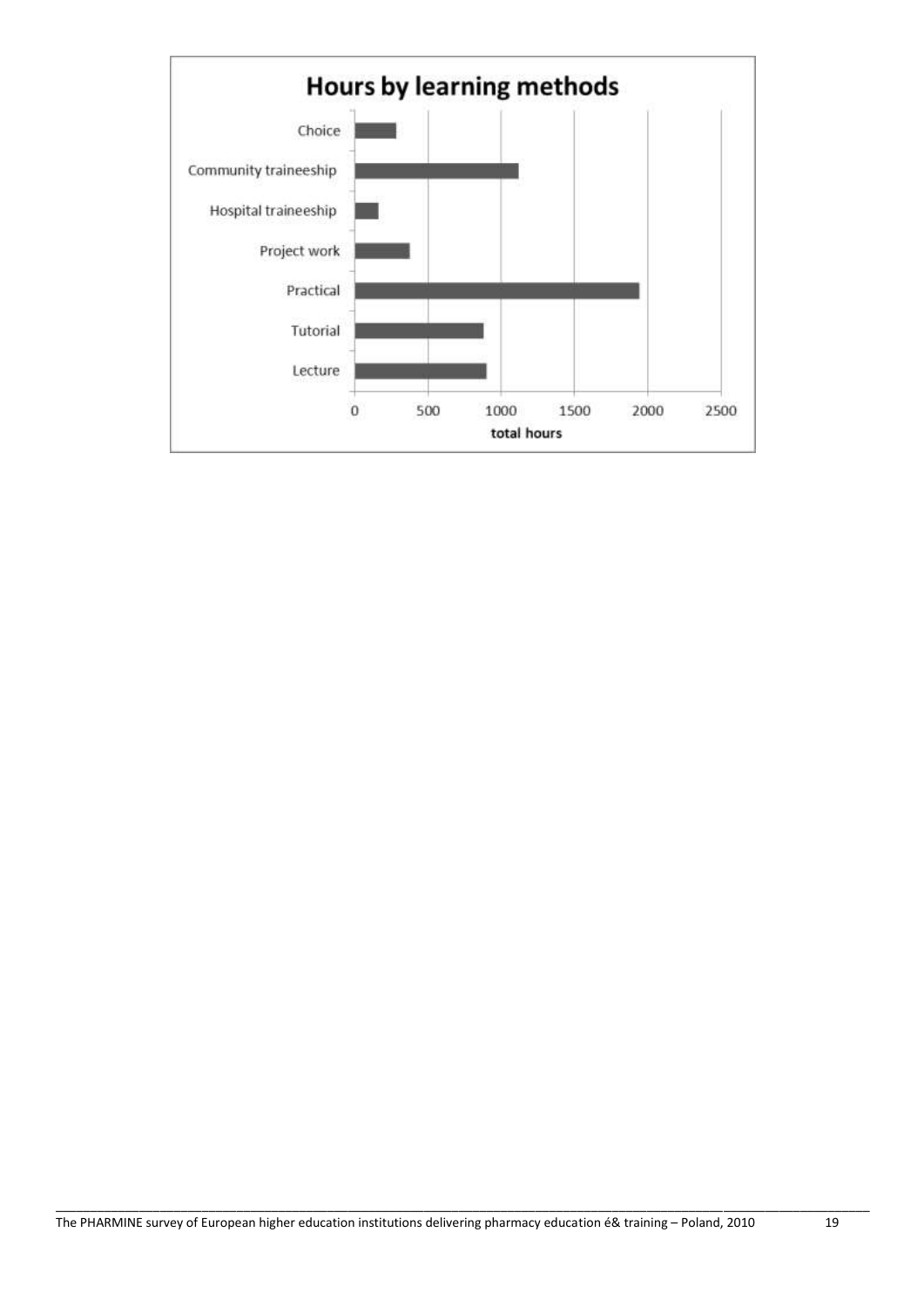## Hours by learning methods

| Learning method | total hours |
| --- | --- |
| Choice | ~280 |
| Community traineeship | ~1120 |
| Hospital traineeship | ~160 |
| Project work | ~375 |
| Practical | ~1940 |
| Tutorial | ~880 |
| Lecture | ~900 |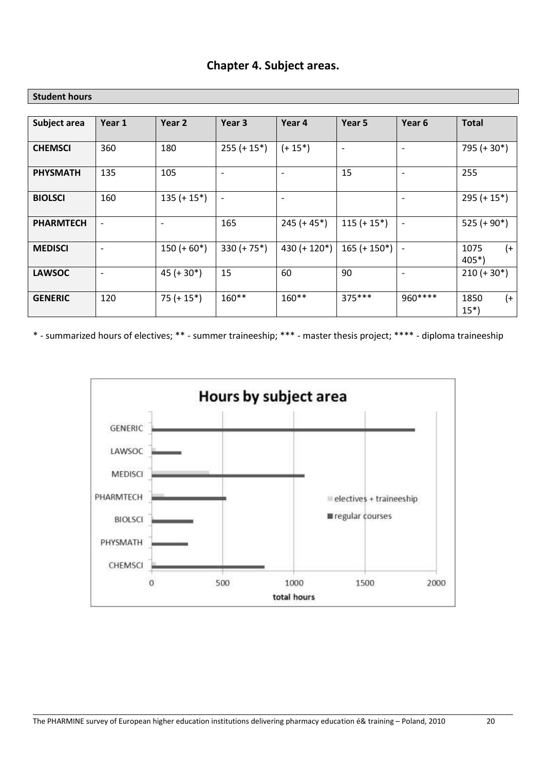# Chapter 4. Subject areas.

**Student hours**

| Subject area | Year 1 | Year 2 | Year 3 | Year 4 | Year 5 | Year 6 | Total |
|---|---|---|---|---|---|---|---|
| **CHEMSCI** | 360 | 180 | 255 (+ 15*) | (+ 15*) | - | - | 795 (+ 30*) |
| **PHYSMATH** | 135 | 105 | - | - | 15 | - | 255 |
| **BIOLSCI** | 160 | 135 (+ 15*) | - | - | | - | 295 (+ 15*) |
| **PHARMTECH** | - | - | 165 | 245 (+ 45*) | 115 (+ 15*) | - | 525 (+ 90*) |
| **MEDISCI** | - | 150 (+ 60*) | 330 (+ 75*) | 430 (+ 120*) | 165 (+ 150*) | - | 1075 (+ 405*) |
| **LAWSOC** | - | 45 (+ 30*) | 15 | 60 | 90 | - | 210 (+ 30*) |
| **GENERIC** | 120 | 75 (+ 15*) | 160** | 160** | 375*** | 960**** | 1850 (+ 15*) |

* - summarized hours of electives; ** - summer traineeship; *** - master thesis project; **** - diploma traineeship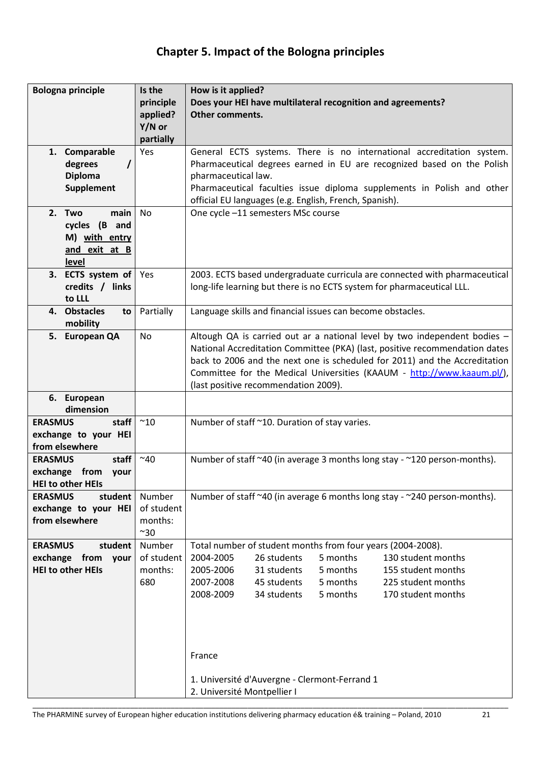# Chapter 5. Impact of the Bologna principles

| Bologna principle | Is the principle applied? Y/N or partially | How is it applied? Does your HEI have multilateral recognition and agreements? Other comments. |
|---|---|---|
| 1. **Comparable degrees / Diploma Supplement** | Yes | General ECTS systems. There is no international accreditation system. Pharmaceutical degrees earned in EU are recognized based on the Polish pharmaceutical law. Pharmaceutical faculties issue diploma supplements in Polish and other official EU languages (e.g. English, French, Spanish). |
| 2. **Two main cycles (B and M) with entry and exit at B level** | No | One cycle –11 semesters MSc course |
| 3. **ECTS system of credits / links to LLL** | Yes | 2003. ECTS based undergraduate curricula are connected with pharmaceutical long-life learning but there is no ECTS system for pharmaceutical LLL. |
| 4. **Obstacles to mobility** | Partially | Language skills and financial issues can become obstacles. |
| 5. **European QA** | No | Altough QA is carried out ar a national level by two independent bodies – National Accreditation Committee (PKA) (last, positive recommendation dates back to 2006 and the next one is scheduled for 2011) and the Accreditation Committee for the Medical Universities (KAAUM - http://www.kaaum.pl/), (last positive recommendation 2009). |
| 6. **European dimension** | | |
| **ERASMUS staff exchange to your HEI from elsewhere** | ~10 | Number of staff ~10. Duration of stay varies. |
| **ERASMUS staff exchange from your HEI to other HEIs** | ~40 | Number of staff ~40 (in average 3 months long stay - ~120 person-months). |
| **ERASMUS student exchange to your HEI from elsewhere** | Number of student months: ~30 | Number of staff ~40 (in average 6 months long stay - ~240 person-months). |
| **ERASMUS student exchange from your HEI to other HEIs** | Number of student months: 680 | Total number of student months from four years (2004-2008).<br>2004-2005 26 students 5 months 130 student months<br>2005-2006 31 students 5 months 155 student months<br>2007-2008 45 students 5 months 225 student months<br>2008-2009 34 students 5 months 170 student months<br><br>France<br><br>1. Université d'Auvergne - Clermont-Ferrand 1<br>2. Université Montpellier I |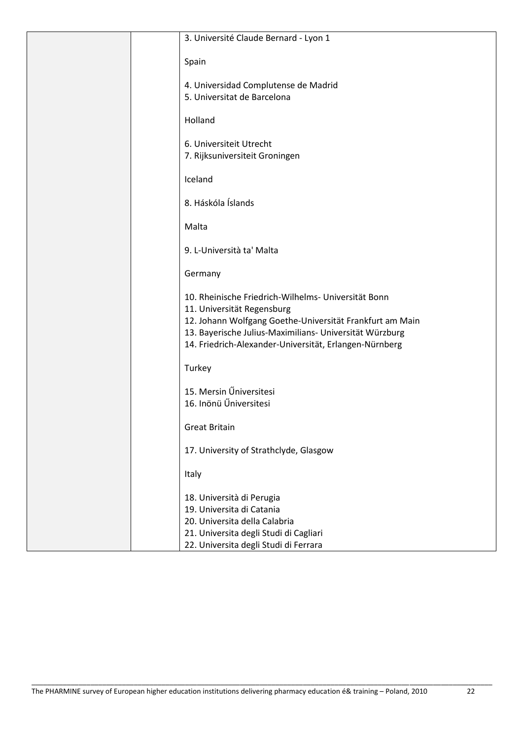| | | 3. Université Claude Bernard - Lyon 1<br><br>Spain<br><br>4. Universidad Complutense de Madrid<br>5. Universitat de Barcelona<br><br>Holland<br><br>6. Universiteit Utrecht<br>7. Rijksuniversiteit Groningen<br><br>Iceland<br><br>8. Háskóla Íslands<br><br>Malta<br><br>9. L-Università ta' Malta<br><br>Germany<br><br>10. Rheinische Friedrich-Wilhelms- Universität Bonn<br>11. Universität Regensburg<br>12. Johann Wolfgang Goethe-Universität Frankfurt am Main<br>13. Bayerische Julius-Maximilians- Universität Würzburg<br>14. Friedrich-Alexander-Universität, Erlangen-Nürnberg<br><br>Turkey<br><br>15. Mersin Űniversitesi<br>16. Inönü Űniversitesi<br><br>Great Britain<br><br>17. University of Strathclyde, Glasgow<br><br>Italy<br><br>18. Università di Perugia<br>19. Universita di Catania<br>20. Universita della Calabria<br>21. Universita degli Studi di Cagliari<br>22. Universita degli Studi di Ferrara |
|---|---|---|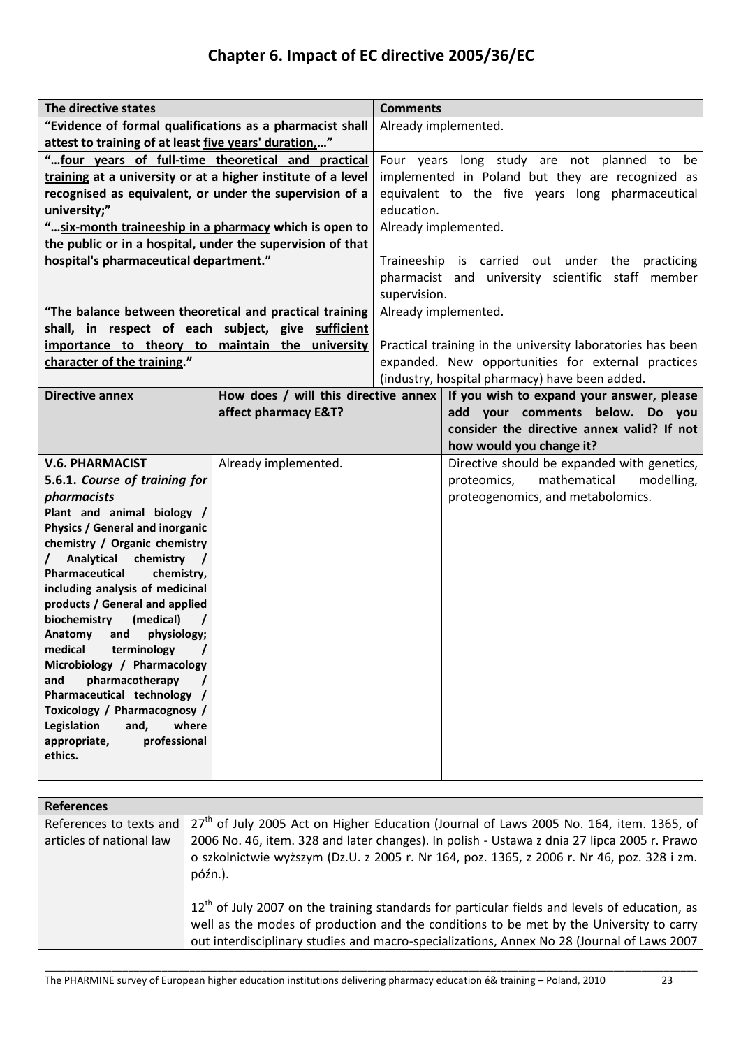# Chapter 6. Impact of EC directive 2005/36/EC

| The directive states | Comments |
|---|---|
| "Evidence of formal qualifications as a pharmacist shall attest to training of at least <u>five years' duration</u>,..." | Already implemented. |
| "...<u>four years of full-time theoretical and practical training</u> at a university or at a higher institute of a level recognised as equivalent, or under the supervision of a university;" | Four years long study are not planned to be implemented in Poland but they are recognized as equivalent to the five years long pharmaceutical education. |
| "...<u>six-month traineeship in a pharmacy</u> which is open to the public or in a hospital, under the supervision of that hospital's pharmaceutical department." | Already implemented.<br><br>Traineeship is carried out under the practicing pharmacist and university scientific staff member supervision. |
| "The balance between theoretical and practical training shall, in respect of each subject, give <u>sufficient importance to theory to maintain the university character of the training</u>." | Already implemented.<br><br>Practical training in the university laboratories has been expanded. New opportunities for external practices (industry, hospital pharmacy) have been added. |

| Directive annex | How does / will this directive annex affect pharmacy E&T? | If you wish to expand your answer, please add your comments below. Do you consider the directive annex valid? If not how would you change it? |
|---|---|---|
| **V.6. PHARMACIST**<br>**5.6.1. *Course of training for pharmacists***<br>**Plant and animal biology / Physics / General and inorganic chemistry / Organic chemistry / Analytical chemistry / Pharmaceutical chemistry, including analysis of medicinal products / General and applied biochemistry (medical) / Anatomy and physiology; medical terminology / Microbiology / Pharmacology and pharmacotherapy / Pharmaceutical technology / Toxicology / Pharmacognosy / Legislation and, where appropriate, professional ethics.** | Already implemented. | Directive should be expanded with genetics, proteomics, mathematical modelling, proteogenomics, and metabolomics. |

| References | |
|---|---|
| References to texts and articles of national law | 27th of July 2005 Act on Higher Education (Journal of Laws 2005 No. 164, item. 1365, of 2006 No. 46, item. 328 and later changes). In polish - Ustawa z dnia 27 lipca 2005 r. Prawo o szkolnictwie wyższym (Dz.U. z 2005 r. Nr 164, poz. 1365, z 2006 r. Nr 46, poz. 328 i zm. późn.).<br><br>12th of July 2007 on the training standards for particular fields and levels of education, as well as the modes of production and the conditions to be met by the University to carry out interdisciplinary studies and macro-specializations, Annex No 28 (Journal of Laws 2007 |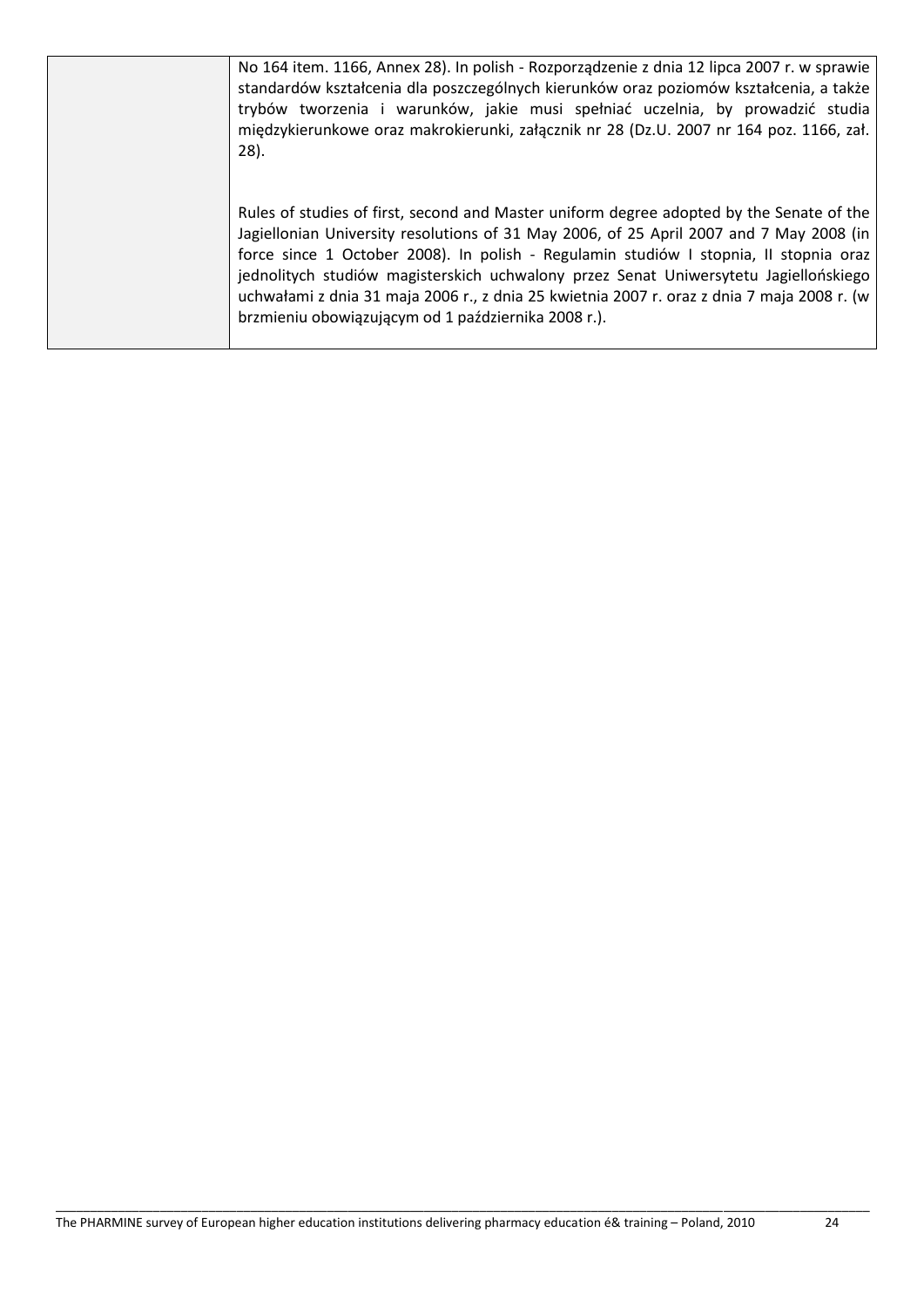| | |
|---|---|
| | No 164 item. 1166, Annex 28). In polish - Rozporządzenie z dnia 12 lipca 2007 r. w sprawie standardów kształcenia dla poszczególnych kierunków oraz poziomów kształcenia, a także trybów tworzenia i warunków, jakie musi spełniać uczelnia, by prowadzić studia międzykierunkowe oraz makrokierunki, załącznik nr 28 (Dz.U. 2007 nr 164 poz. 1166, zał. 28).<br><br>Rules of studies of first, second and Master uniform degree adopted by the Senate of the Jagiellonian University resolutions of 31 May 2006, of 25 April 2007 and 7 May 2008 (in force since 1 October 2008). In polish - Regulamin studiów I stopnia, II stopnia oraz jednolitych studiów magisterskich uchwalony przez Senat Uniwersytetu Jagiellońskiego uchwałami z dnia 31 maja 2006 r., z dnia 25 kwietnia 2007 r. oraz z dnia 7 maja 2008 r. (w brzmieniu obowiązującym od 1 października 2008 r.). |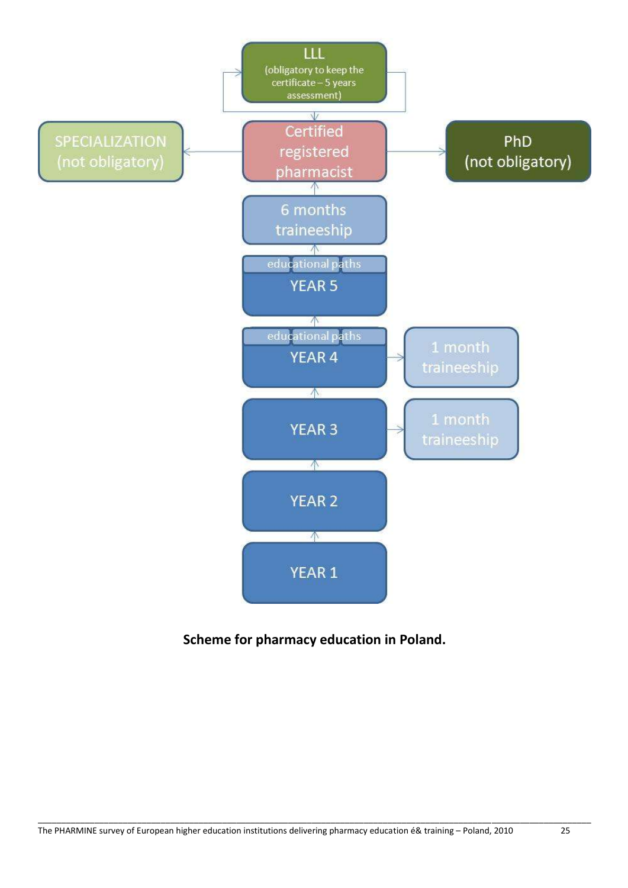LLL (obligatory to keep the certificate – 5 years assessment)

SPECIALIZATION (not obligatory)

Certified registered pharmacist

PhD (not obligatory)

6 months traineeship

educational paths

YEAR 5

educational paths

YEAR 4

1 month traineeship

YEAR 3

1 month traineeship

YEAR 2

YEAR 1

**Scheme for pharmacy education in Poland.**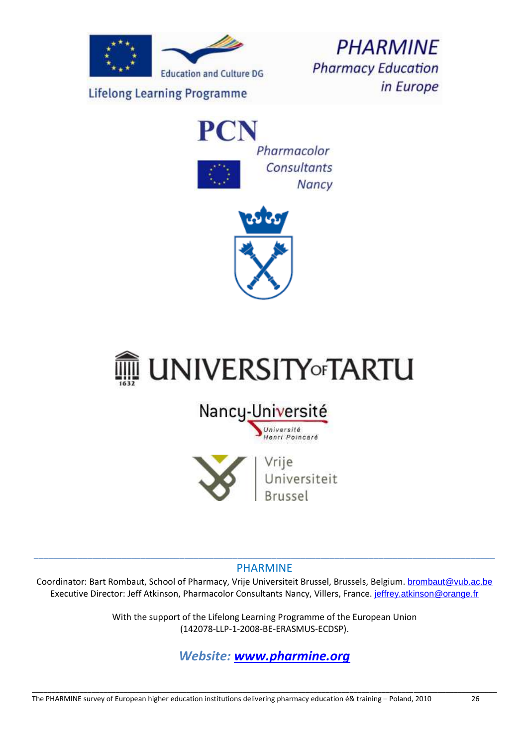PHARMINE

Pharmacy Education in Europe

Education and Culture DG

Lifelong Learning Programme

PCN

Pharmacolor Consultants Nancy

UNIVERSITY OF TARTU

Nancy-Université

Université Henri Poincaré

Vrije Universiteit Brussel

PHARMINE

Coordinator: Bart Rombaut, School of Pharmacy, Vrije Universiteit Brussel, Brussels, Belgium. brombaut@vub.ac.be
Executive Director: Jeff Atkinson, Pharmacolor Consultants Nancy, Villers, France. jeffrey.atkinson@orange.fr

With the support of the Lifelong Learning Programme of the European Union (142078-LLP-1-2008-BE-ERASMUS-ECDSP).

***Website: www.pharmine.org***